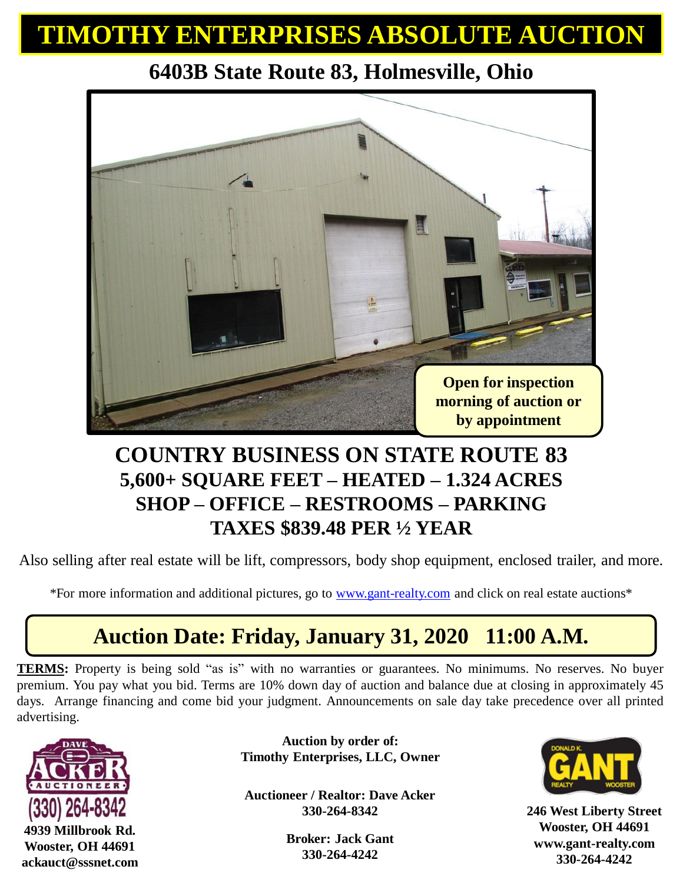# TIMOTHY ENTERPRISES ABSOLUTE AUCTION

## 6403B State Route 83, Holmesville, Ohio

**Open for inspection morning of auction or by appointment**

## COUNTRY BUSINESS ON STATE ROUTE 83
## 5,600+ SQUARE FEET – HEATED – 1.324 ACRES
## SHOP – OFFICE – RESTROOMS – PARKING
## TAXES $839.48 PER ½ YEAR

Also selling after real estate will be lift, compressors, body shop equipment, enclosed trailer, and more.

*For more information and additional pictures, go to www.gant-realty.com and click on real estate auctions*

## Auction Date: Friday, January 31, 2020 11:00 A.M.

**TERMS:** Property is being sold "as is" with no warranties or guarantees. No minimums. No reserves. No buyer premium. You pay what you bid. Terms are 10% down day of auction and balance due at closing in approximately 45 days. Arrange financing and come bid your judgment. Announcements on sale day take precedence over all printed advertising.

DAVE ACKER AUCTIONEER
(330) 264-8342
**4939 Millbrook Rd.**
**Wooster, OH 44691**
**ackauct@sssnet.com**

**Auction by order of:**
**Timothy Enterprises, LLC, Owner**

**Auctioneer / Realtor: Dave Acker**
**330-264-8342**

**Broker: Jack Gant**
**330-264-4242**

DONALD K. GANT REALTY WOOSTER
**246 West Liberty Street**
**Wooster, OH 44691**
**www.gant-realty.com**
**330-264-4242**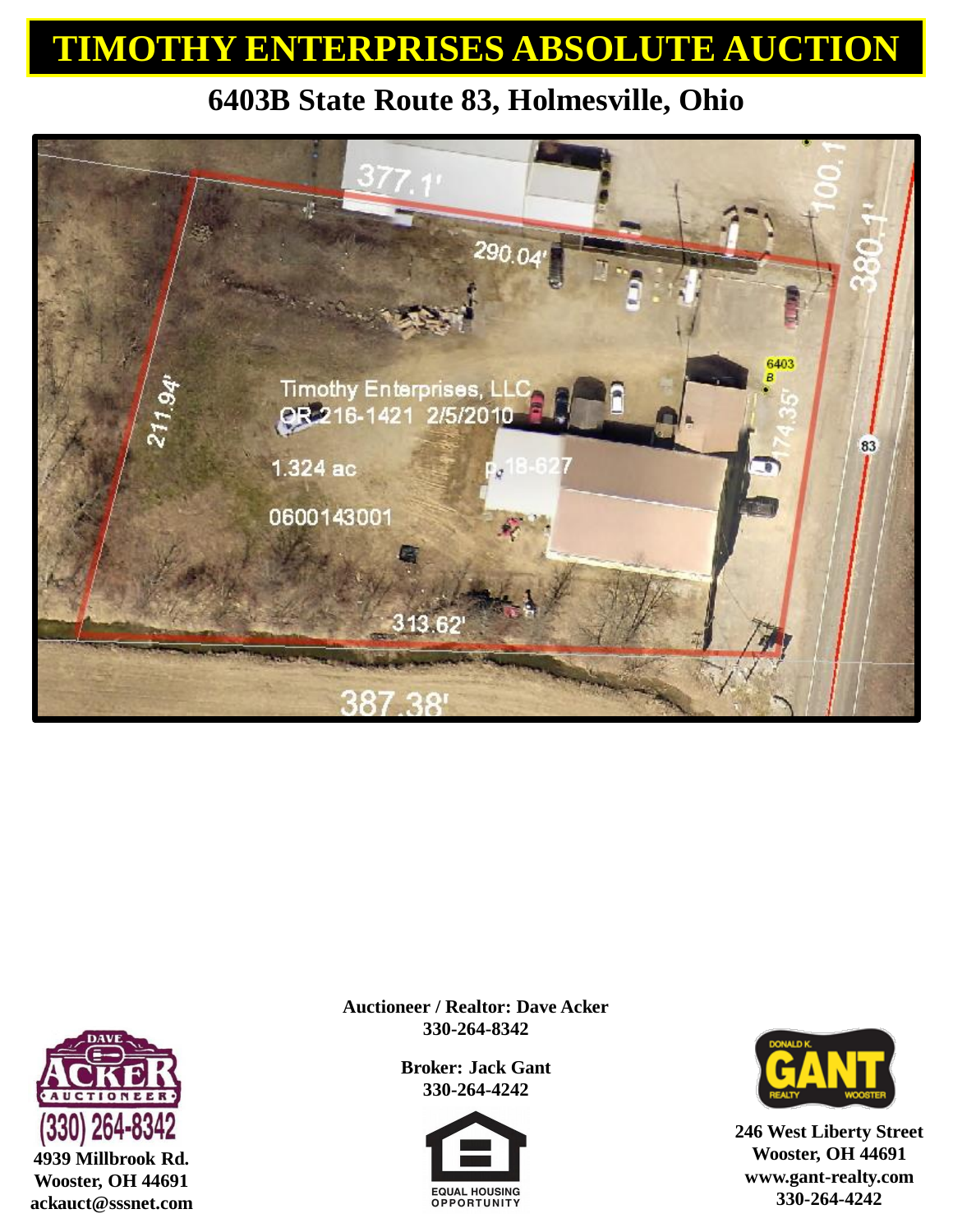# TIMOTHY ENTERPRISES ABSOLUTE AUCTION

## 6403B State Route 83, Holmesville, Ohio

377.1'
290.04'
100.1
380.1'
6403 B
Timothy Enterprises, LLC
OR 216-1421 2/5/2010
211.94'
174.35'
83
1.324 ac
p. 18-627
0600143001
313.62'
387.38'

**Auctioneer / Realtor: Dave Acker**
**330-264-8342**

**Broker: Jack Gant**
**330-264-4242**

EQUAL HOUSING OPPORTUNITY

DAVE ACKER AUCTIONEER
(330) 264-8342
**4939 Millbrook Rd.**
**Wooster, OH 44691**
**ackauct@sssnet.com**

DONALD K. GANT REALTY WOOSTER
**246 West Liberty Street**
**Wooster, OH 44691**
**www.gant-realty.com**
**330-264-4242**